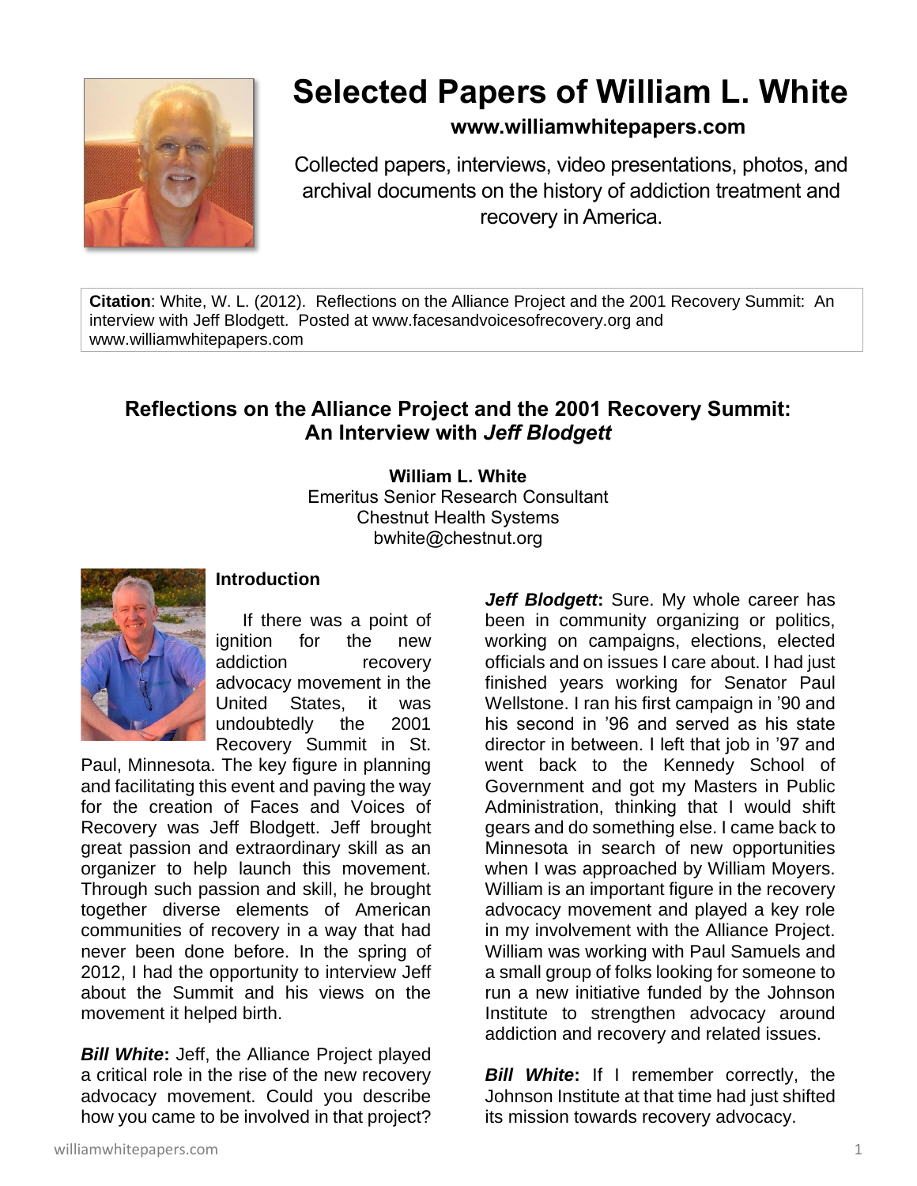# Selected Papers of William L. White

**www.williamwhitepapers.com**

Collected papers, interviews, video presentations, photos, and archival documents on the history of addiction treatment and recovery in America.

**Citation**: White, W. L. (2012). Reflections on the Alliance Project and the 2001 Recovery Summit: An interview with Jeff Blodgett. Posted at www.facesandvoicesofrecovery.org and www.williamwhitepapers.com

## Reflections on the Alliance Project and the 2001 Recovery Summit: An Interview with *Jeff Blodgett*

**William L. White**
Emeritus Senior Research Consultant
Chestnut Health Systems
bwhite@chestnut.org

### Introduction

If there was a point of ignition for the new addiction recovery advocacy movement in the United States, it was undoubtedly the 2001 Recovery Summit in St. Paul, Minnesota. The key figure in planning and facilitating this event and paving the way for the creation of Faces and Voices of Recovery was Jeff Blodgett. Jeff brought great passion and extraordinary skill as an organizer to help launch this movement. Through such passion and skill, he brought together diverse elements of American communities of recovery in a way that had never been done before. In the spring of 2012, I had the opportunity to interview Jeff about the Summit and his views on the movement it helped birth.

***Bill White*****:** Jeff, the Alliance Project played a critical role in the rise of the new recovery advocacy movement. Could you describe how you came to be involved in that project?

***Jeff Blodgett*****:** Sure. My whole career has been in community organizing or politics, working on campaigns, elections, elected officials and on issues I care about. I had just finished years working for Senator Paul Wellstone. I ran his first campaign in '90 and his second in '96 and served as his state director in between. I left that job in '97 and went back to the Kennedy School of Government and got my Masters in Public Administration, thinking that I would shift gears and do something else. I came back to Minnesota in search of new opportunities when I was approached by William Moyers. William is an important figure in the recovery advocacy movement and played a key role in my involvement with the Alliance Project. William was working with Paul Samuels and a small group of folks looking for someone to run a new initiative funded by the Johnson Institute to strengthen advocacy around addiction and recovery and related issues.

***Bill White*****:** If I remember correctly, the Johnson Institute at that time had just shifted its mission towards recovery advocacy.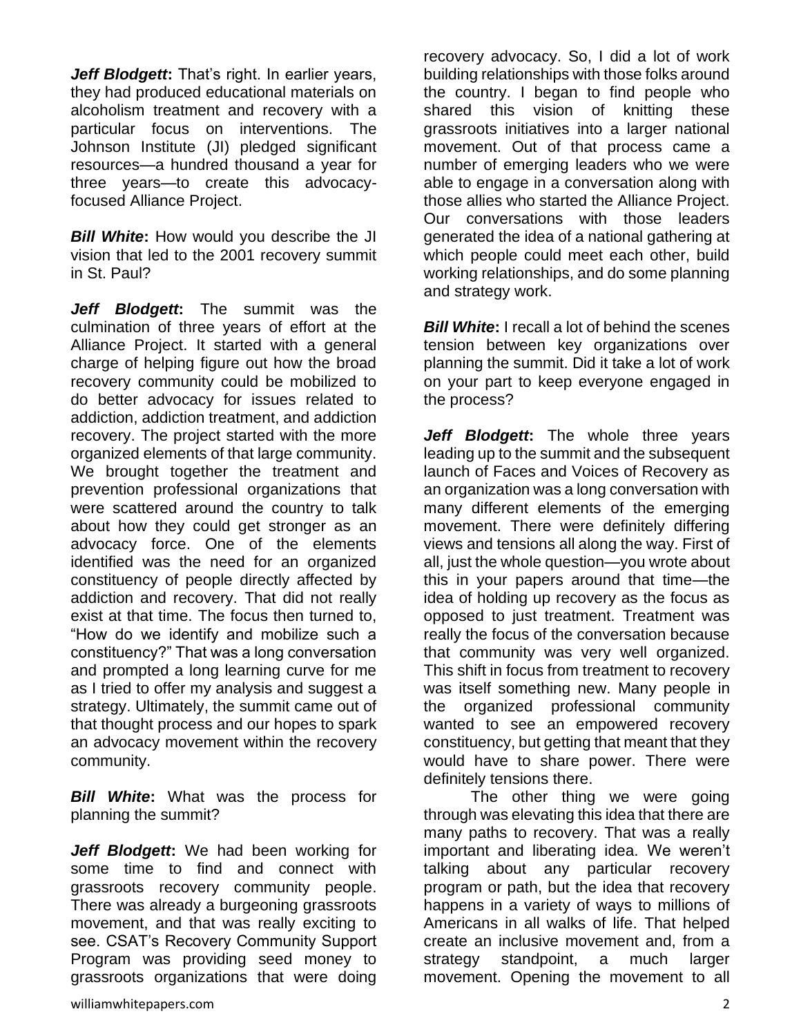***Jeff Blodgett*:** That's right. In earlier years, they had produced educational materials on alcoholism treatment and recovery with a particular focus on interventions. The Johnson Institute (JI) pledged significant resources—a hundred thousand a year for three years—to create this advocacy-focused Alliance Project.

***Bill White*:** How would you describe the JI vision that led to the 2001 recovery summit in St. Paul?

***Jeff Blodgett*:** The summit was the culmination of three years of effort at the Alliance Project. It started with a general charge of helping figure out how the broad recovery community could be mobilized to do better advocacy for issues related to addiction, addiction treatment, and addiction recovery. The project started with the more organized elements of that large community. We brought together the treatment and prevention professional organizations that were scattered around the country to talk about how they could get stronger as an advocacy force. One of the elements identified was the need for an organized constituency of people directly affected by addiction and recovery. That did not really exist at that time. The focus then turned to, "How do we identify and mobilize such a constituency?" That was a long conversation and prompted a long learning curve for me as I tried to offer my analysis and suggest a strategy. Ultimately, the summit came out of that thought process and our hopes to spark an advocacy movement within the recovery community.

***Bill White*:** What was the process for planning the summit?

***Jeff Blodgett*:** We had been working for some time to find and connect with grassroots recovery community people. There was already a burgeoning grassroots movement, and that was really exciting to see. CSAT's Recovery Community Support Program was providing seed money to grassroots organizations that were doing recovery advocacy. So, I did a lot of work building relationships with those folks around the country. I began to find people who shared this vision of knitting these grassroots initiatives into a larger national movement. Out of that process came a number of emerging leaders who we were able to engage in a conversation along with those allies who started the Alliance Project. Our conversations with those leaders generated the idea of a national gathering at which people could meet each other, build working relationships, and do some planning and strategy work.

***Bill White*:** I recall a lot of behind the scenes tension between key organizations over planning the summit. Did it take a lot of work on your part to keep everyone engaged in the process?

***Jeff Blodgett*:** The whole three years leading up to the summit and the subsequent launch of Faces and Voices of Recovery as an organization was a long conversation with many different elements of the emerging movement. There were definitely differing views and tensions all along the way. First of all, just the whole question—you wrote about this in your papers around that time—the idea of holding up recovery as the focus as opposed to just treatment. Treatment was really the focus of the conversation because that community was very well organized. This shift in focus from treatment to recovery was itself something new. Many people in the organized professional community wanted to see an empowered recovery constituency, but getting that meant that they would have to share power. There were definitely tensions there.

The other thing we were going through was elevating this idea that there are many paths to recovery. That was a really important and liberating idea. We weren't talking about any particular recovery program or path, but the idea that recovery happens in a variety of ways to millions of Americans in all walks of life. That helped create an inclusive movement and, from a strategy standpoint, a much larger movement. Opening the movement to all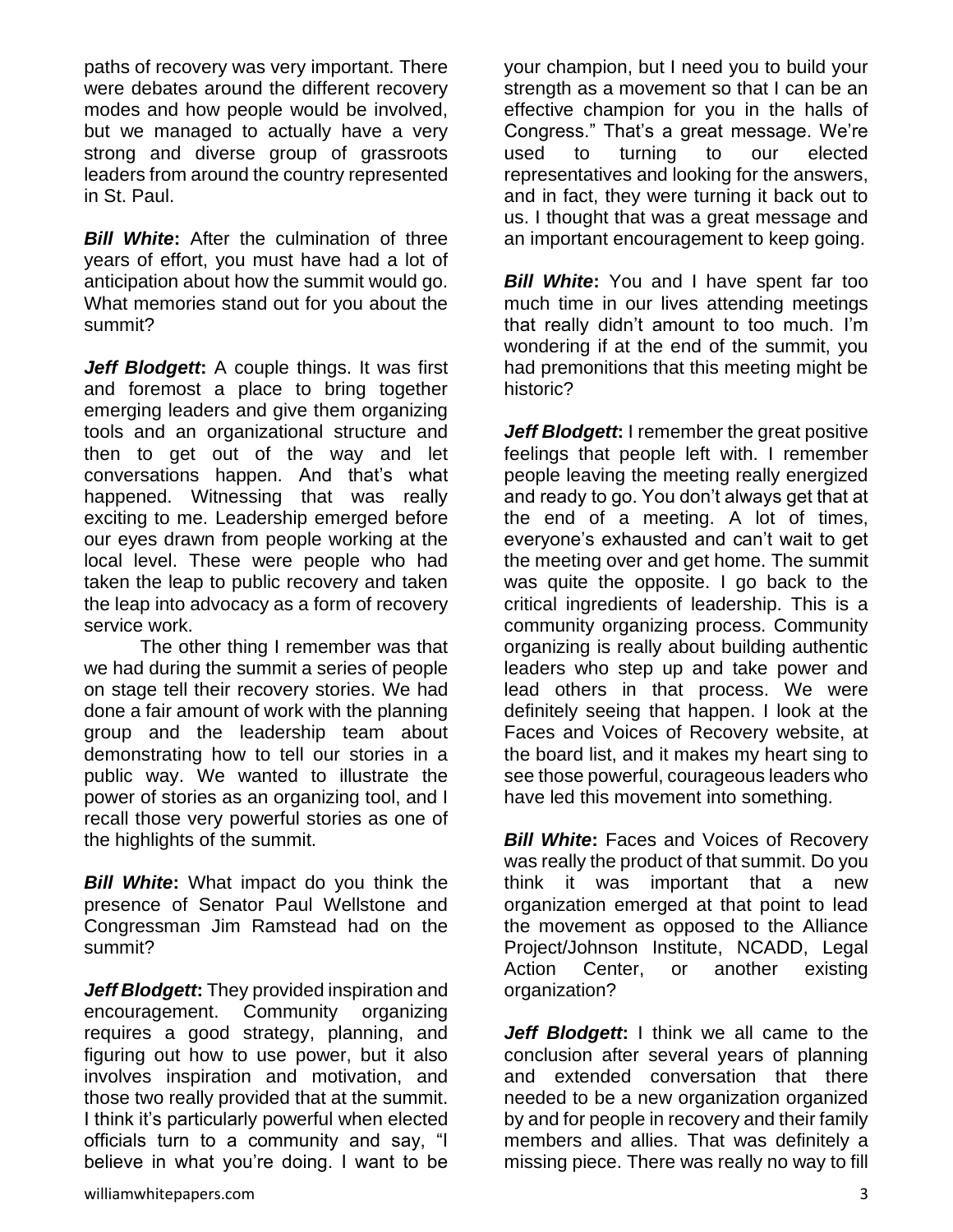paths of recovery was very important. There were debates around the different recovery modes and how people would be involved, but we managed to actually have a very strong and diverse group of grassroots leaders from around the country represented in St. Paul.

***Bill White*:** After the culmination of three years of effort, you must have had a lot of anticipation about how the summit would go. What memories stand out for you about the summit?

***Jeff Blodgett*:** A couple things. It was first and foremost a place to bring together emerging leaders and give them organizing tools and an organizational structure and then to get out of the way and let conversations happen. And that's what happened. Witnessing that was really exciting to me. Leadership emerged before our eyes drawn from people working at the local level. These were people who had taken the leap to public recovery and taken the leap into advocacy as a form of recovery service work.

The other thing I remember was that we had during the summit a series of people on stage tell their recovery stories. We had done a fair amount of work with the planning group and the leadership team about demonstrating how to tell our stories in a public way. We wanted to illustrate the power of stories as an organizing tool, and I recall those very powerful stories as one of the highlights of the summit.

***Bill White*:** What impact do you think the presence of Senator Paul Wellstone and Congressman Jim Ramstead had on the summit?

***Jeff Blodgett*:** They provided inspiration and encouragement. Community organizing requires a good strategy, planning, and figuring out how to use power, but it also involves inspiration and motivation, and those two really provided that at the summit. I think it's particularly powerful when elected officials turn to a community and say, "I believe in what you're doing. I want to be your champion, but I need you to build your strength as a movement so that I can be an effective champion for you in the halls of Congress." That's a great message. We're used to turning to our elected representatives and looking for the answers, and in fact, they were turning it back out to us. I thought that was a great message and an important encouragement to keep going.

***Bill White*:** You and I have spent far too much time in our lives attending meetings that really didn't amount to too much. I'm wondering if at the end of the summit, you had premonitions that this meeting might be historic?

***Jeff Blodgett*:** I remember the great positive feelings that people left with. I remember people leaving the meeting really energized and ready to go. You don't always get that at the end of a meeting. A lot of times, everyone's exhausted and can't wait to get the meeting over and get home. The summit was quite the opposite. I go back to the critical ingredients of leadership. This is a community organizing process. Community organizing is really about building authentic leaders who step up and take power and lead others in that process. We were definitely seeing that happen. I look at the Faces and Voices of Recovery website, at the board list, and it makes my heart sing to see those powerful, courageous leaders who have led this movement into something.

***Bill White*:** Faces and Voices of Recovery was really the product of that summit. Do you think it was important that a new organization emerged at that point to lead the movement as opposed to the Alliance Project/Johnson Institute, NCADD, Legal Action Center, or another existing organization?

***Jeff Blodgett*:** I think we all came to the conclusion after several years of planning and extended conversation that there needed to be a new organization organized by and for people in recovery and their family members and allies. That was definitely a missing piece. There was really no way to fill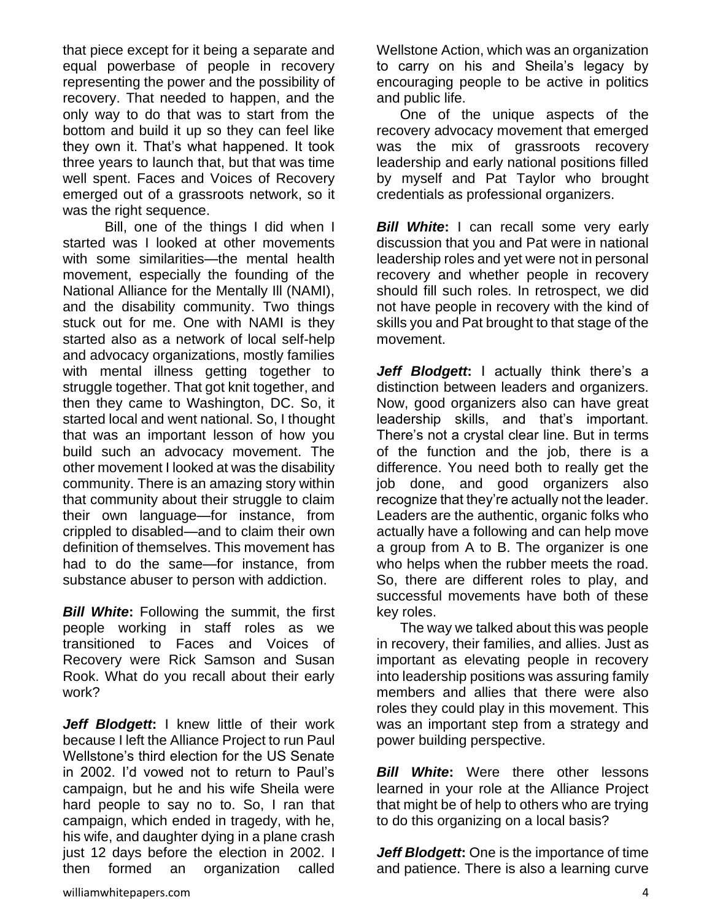that piece except for it being a separate and equal powerbase of people in recovery representing the power and the possibility of recovery. That needed to happen, and the only way to do that was to start from the bottom and build it up so they can feel like they own it. That's what happened. It took three years to launch that, but that was time well spent. Faces and Voices of Recovery emerged out of a grassroots network, so it was the right sequence.

Bill, one of the things I did when I started was I looked at other movements with some similarities—the mental health movement, especially the founding of the National Alliance for the Mentally Ill (NAMI), and the disability community. Two things stuck out for me. One with NAMI is they started also as a network of local self-help and advocacy organizations, mostly families with mental illness getting together to struggle together. That got knit together, and then they came to Washington, DC. So, it started local and went national. So, I thought that was an important lesson of how you build such an advocacy movement. The other movement I looked at was the disability community. There is an amazing story within that community about their struggle to claim their own language—for instance, from crippled to disabled—and to claim their own definition of themselves. This movement has had to do the same—for instance, from substance abuser to person with addiction.

***Bill White*:** Following the summit, the first people working in staff roles as we transitioned to Faces and Voices of Recovery were Rick Samson and Susan Rook. What do you recall about their early work?

***Jeff Blodgett*:** I knew little of their work because I left the Alliance Project to run Paul Wellstone's third election for the US Senate in 2002. I'd vowed not to return to Paul's campaign, but he and his wife Sheila were hard people to say no to. So, I ran that campaign, which ended in tragedy, with he, his wife, and daughter dying in a plane crash just 12 days before the election in 2002. I then formed an organization called Wellstone Action, which was an organization to carry on his and Sheila's legacy by encouraging people to be active in politics and public life.

One of the unique aspects of the recovery advocacy movement that emerged was the mix of grassroots recovery leadership and early national positions filled by myself and Pat Taylor who brought credentials as professional organizers.

***Bill White*:** I can recall some very early discussion that you and Pat were in national leadership roles and yet were not in personal recovery and whether people in recovery should fill such roles. In retrospect, we did not have people in recovery with the kind of skills you and Pat brought to that stage of the movement.

***Jeff Blodgett*:** I actually think there's a distinction between leaders and organizers. Now, good organizers also can have great leadership skills, and that's important. There's not a crystal clear line. But in terms of the function and the job, there is a difference. You need both to really get the job done, and good organizers also recognize that they're actually not the leader. Leaders are the authentic, organic folks who actually have a following and can help move a group from A to B. The organizer is one who helps when the rubber meets the road. So, there are different roles to play, and successful movements have both of these key roles.

The way we talked about this was people in recovery, their families, and allies. Just as important as elevating people in recovery into leadership positions was assuring family members and allies that there were also roles they could play in this movement. This was an important step from a strategy and power building perspective.

***Bill White*:** Were there other lessons learned in your role at the Alliance Project that might be of help to others who are trying to do this organizing on a local basis?

***Jeff Blodgett*:** One is the importance of time and patience. There is also a learning curve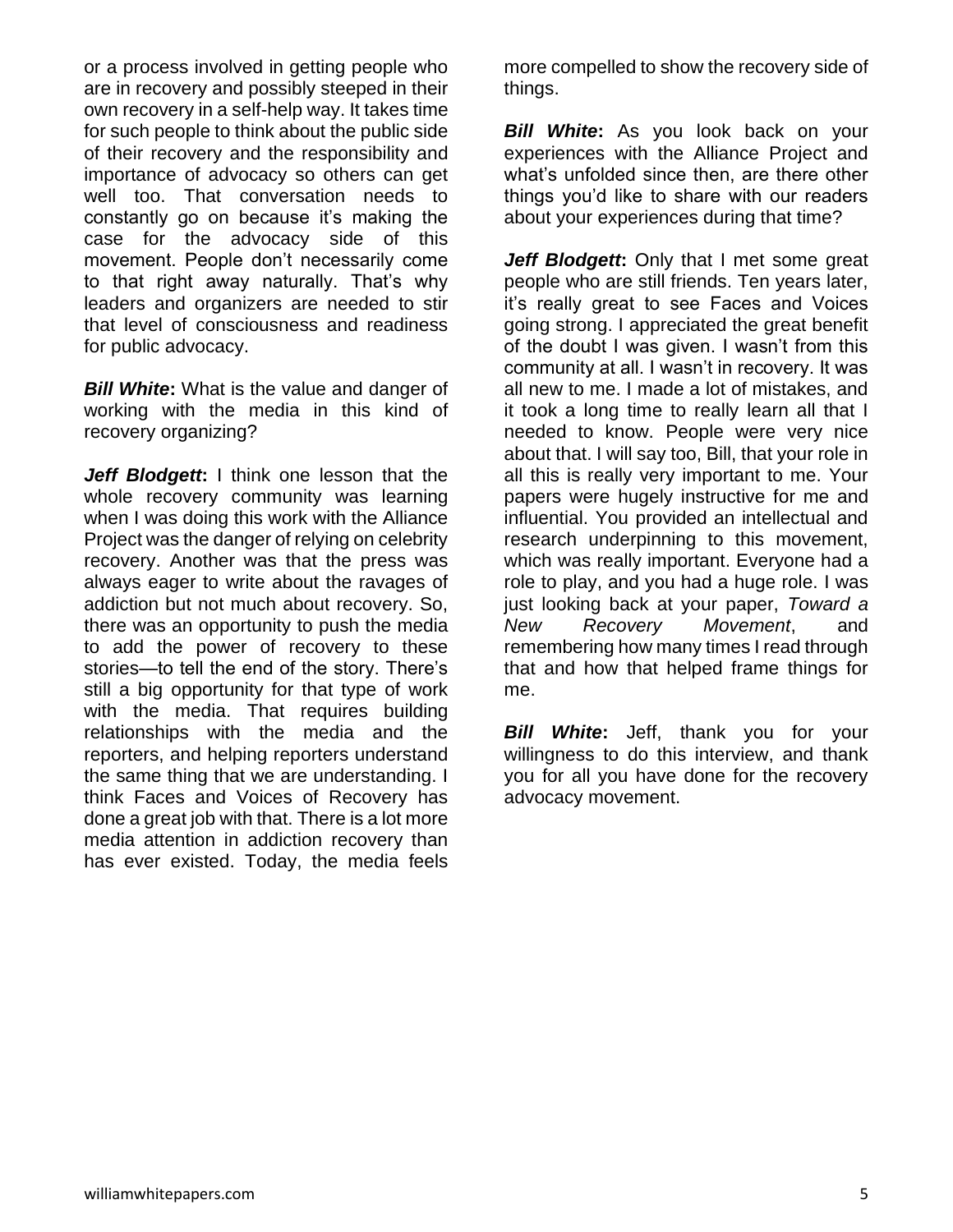or a process involved in getting people who are in recovery and possibly steeped in their own recovery in a self-help way. It takes time for such people to think about the public side of their recovery and the responsibility and importance of advocacy so others can get well too. That conversation needs to constantly go on because it's making the case for the advocacy side of this movement. People don't necessarily come to that right away naturally. That's why leaders and organizers are needed to stir that level of consciousness and readiness for public advocacy.

***Bill White*:** What is the value and danger of working with the media in this kind of recovery organizing?

***Jeff Blodgett*:** I think one lesson that the whole recovery community was learning when I was doing this work with the Alliance Project was the danger of relying on celebrity recovery. Another was that the press was always eager to write about the ravages of addiction but not much about recovery. So, there was an opportunity to push the media to add the power of recovery to these stories—to tell the end of the story. There's still a big opportunity for that type of work with the media. That requires building relationships with the media and the reporters, and helping reporters understand the same thing that we are understanding. I think Faces and Voices of Recovery has done a great job with that. There is a lot more media attention in addiction recovery than has ever existed. Today, the media feels more compelled to show the recovery side of things.

***Bill White*:** As you look back on your experiences with the Alliance Project and what's unfolded since then, are there other things you'd like to share with our readers about your experiences during that time?

***Jeff Blodgett*:** Only that I met some great people who are still friends. Ten years later, it's really great to see Faces and Voices going strong. I appreciated the great benefit of the doubt I was given. I wasn't from this community at all. I wasn't in recovery. It was all new to me. I made a lot of mistakes, and it took a long time to really learn all that I needed to know. People were very nice about that. I will say too, Bill, that your role in all this is really very important to me. Your papers were hugely instructive for me and influential. You provided an intellectual and research underpinning to this movement, which was really important. Everyone had a role to play, and you had a huge role. I was just looking back at your paper, *Toward a New Recovery Movement*, and remembering how many times I read through that and how that helped frame things for me.

***Bill White*:** Jeff, thank you for your willingness to do this interview, and thank you for all you have done for the recovery advocacy movement.